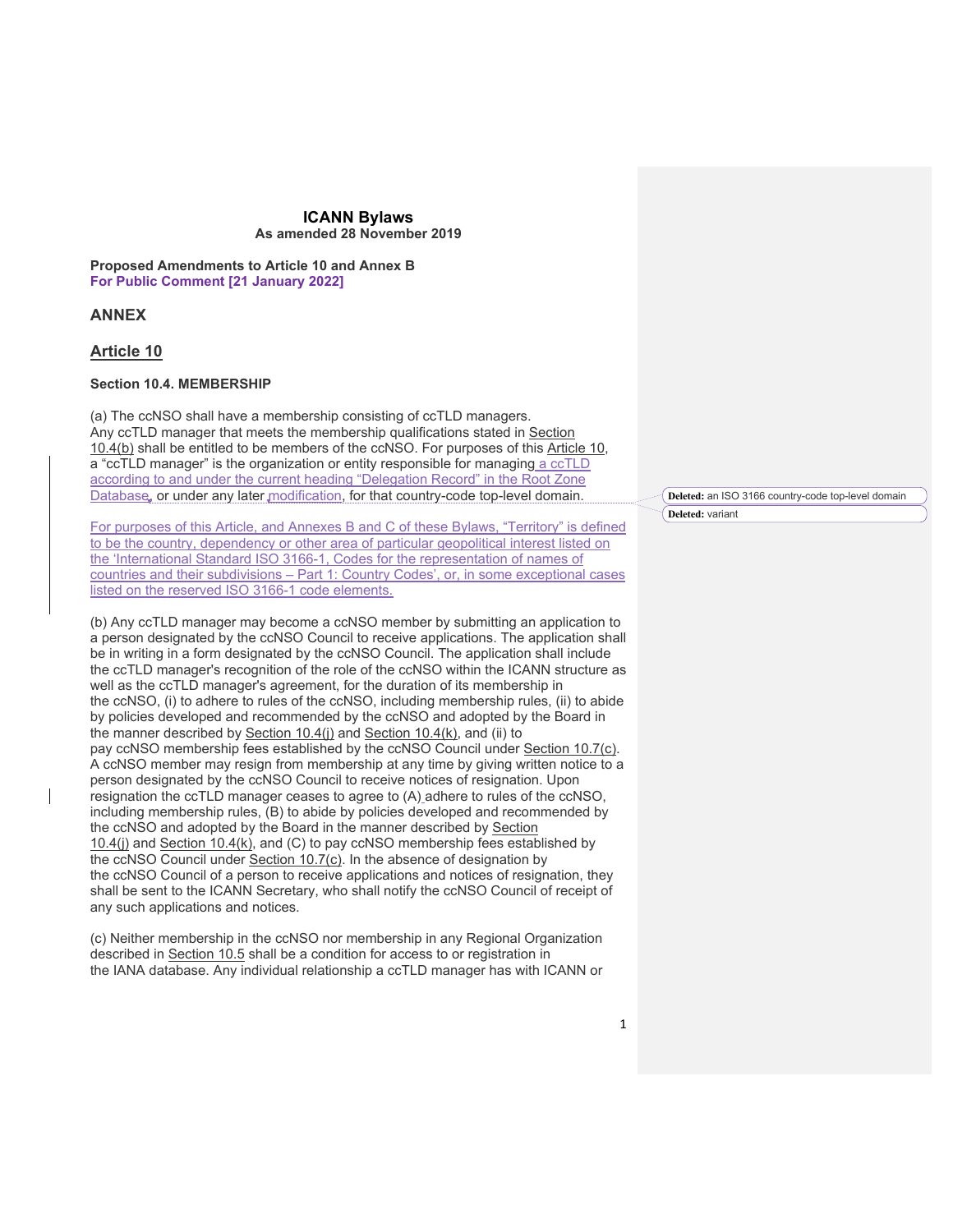**ICANN Bylaws**
**As amended 28 November 2019**

**Proposed Amendments to Article 10 and Annex B**
**For Public Comment [21 January 2022]**

## ANNEX

## Article 10

### Section 10.4. MEMBERSHIP

(a) The ccNSO shall have a membership consisting of ccTLD managers. Any ccTLD manager that meets the membership qualifications stated in Section 10.4(b) shall be entitled to be members of the ccNSO. For purposes of this Article 10, a "ccTLD manager" is the organization or entity responsible for managing a ccTLD according to and under the current heading "Delegation Record" in the Root Zone Database, or under any later modification, for that country-code top-level domain.

Deleted: an ISO 3166 country-code top-level domain

Deleted: variant

For purposes of this Article, and Annexes B and C of these Bylaws, "Territory" is defined to be the country, dependency or other area of particular geopolitical interest listed on the 'International Standard ISO 3166-1, Codes for the representation of names of countries and their subdivisions – Part 1: Country Codes', or, in some exceptional cases listed on the reserved ISO 3166-1 code elements.

(b) Any ccTLD manager may become a ccNSO member by submitting an application to a person designated by the ccNSO Council to receive applications. The application shall be in writing in a form designated by the ccNSO Council. The application shall include the ccTLD manager's recognition of the role of the ccNSO within the ICANN structure as well as the ccTLD manager's agreement, for the duration of its membership in the ccNSO, (i) to adhere to rules of the ccNSO, including membership rules, (ii) to abide by policies developed and recommended by the ccNSO and adopted by the Board in the manner described by Section 10.4(j) and Section 10.4(k), and (ii) to pay ccNSO membership fees established by the ccNSO Council under Section 10.7(c). A ccNSO member may resign from membership at any time by giving written notice to a person designated by the ccNSO Council to receive notices of resignation. Upon resignation the ccTLD manager ceases to agree to (A) adhere to rules of the ccNSO, including membership rules, (B) to abide by policies developed and recommended by the ccNSO and adopted by the Board in the manner described by Section 10.4(j) and Section 10.4(k), and (C) to pay ccNSO membership fees established by the ccNSO Council under Section 10.7(c). In the absence of designation by the ccNSO Council of a person to receive applications and notices of resignation, they shall be sent to the ICANN Secretary, who shall notify the ccNSO Council of receipt of any such applications and notices.

(c) Neither membership in the ccNSO nor membership in any Regional Organization described in Section 10.5 shall be a condition for access to or registration in the IANA database. Any individual relationship a ccTLD manager has with ICANN or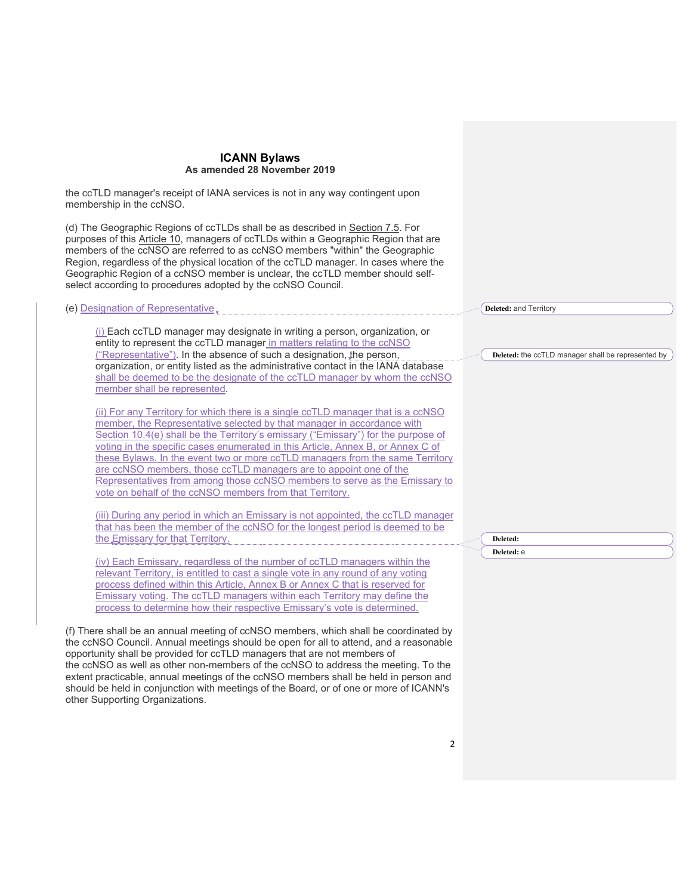the ccTLD manager's receipt of IANA services is not in any way contingent upon membership in the ccNSO.

(d) The Geographic Regions of ccTLDs shall be as described in Section 7.5. For purposes of this Article 10, managers of ccTLDs within a Geographic Region that are members of the ccNSO are referred to as ccNSO members "within" the Geographic Region, regardless of the physical location of the ccTLD manager. In cases where the Geographic Region of a ccNSO member is unclear, the ccTLD member should self-select according to procedures adopted by the ccNSO Council.

(e) Designation of Representative.

(i) Each ccTLD manager may designate in writing a person, organization, or entity to represent the ccTLD manager in matters relating to the ccNSO ("Representative"). In the absence of such a designation, the person, organization, or entity listed as the administrative contact in the IANA database shall be deemed to be the designate of the ccTLD manager by whom the ccNSO member shall be represented.

(ii) For any Territory for which there is a single ccTLD manager that is a ccNSO member, the Representative selected by that manager in accordance with Section 10.4(e) shall be the Territory's emissary ("Emissary") for the purpose of voting in the specific cases enumerated in this Article, Annex B, or Annex C of these Bylaws. In the event two or more ccTLD managers from the same Territory are ccNSO members, those ccTLD managers are to appoint one of the Representatives from among those ccNSO members to serve as the Emissary to vote on behalf of the ccNSO members from that Territory.

(iii) During any period in which an Emissary is not appointed, the ccTLD manager that has been the member of the ccNSO for the longest period is deemed to be the Emissary for that Territory.

(iv) Each Emissary, regardless of the number of ccTLD managers within the relevant Territory, is entitled to cast a single vote in any round of any voting process defined within this Article, Annex B or Annex C that is reserved for Emissary voting. The ccTLD managers within each Territory may define the process to determine how their respective Emissary's vote is determined.

(f) There shall be an annual meeting of ccNSO members, which shall be coordinated by the ccNSO Council. Annual meetings should be open for all to attend, and a reasonable opportunity shall be provided for ccTLD managers that are not members of the ccNSO as well as other non-members of the ccNSO to address the meeting. To the extent practicable, annual meetings of the ccNSO members shall be held in person and should be held in conjunction with meetings of the Board, or of one or more of ICANN's other Supporting Organizations.

Deleted: and Territory

Deleted: the ccTLD manager shall be represented by

Deleted:

Deleted: e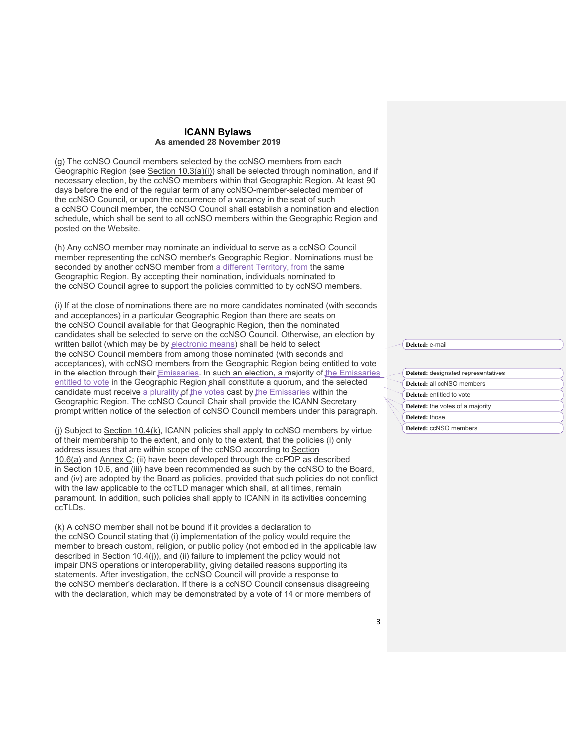(g) The ccNSO Council members selected by the ccNSO members from each Geographic Region (see Section 10.3(a)(i)) shall be selected through nomination, and if necessary election, by the ccNSO members within that Geographic Region. At least 90 days before the end of the regular term of any ccNSO-member-selected member of the ccNSO Council, or upon the occurrence of a vacancy in the seat of such a ccNSO Council member, the ccNSO Council shall establish a nomination and election schedule, which shall be sent to all ccNSO members within the Geographic Region and posted on the Website.

(h) Any ccNSO member may nominate an individual to serve as a ccNSO Council member representing the ccNSO member's Geographic Region. Nominations must be seconded by another ccNSO member from a different Territory, from the same Geographic Region. By accepting their nomination, individuals nominated to the ccNSO Council agree to support the policies committed to by ccNSO members.

(i) If at the close of nominations there are no more candidates nominated (with seconds and acceptances) in a particular Geographic Region than there are seats on the ccNSO Council available for that Geographic Region, then the nominated candidates shall be selected to serve on the ccNSO Council. Otherwise, an election by written ballot (which may be by electronic means) shall be held to select the ccNSO Council members from among those nominated (with seconds and acceptances), with ccNSO members from the Geographic Region being entitled to vote in the election through their Emissaries. In such an election, a majority of the Emissaries entitled to vote in the Geographic Region shall constitute a quorum, and the selected candidate must receive a plurality of the votes cast by the Emissaries within the Geographic Region. The ccNSO Council Chair shall provide the ICANN Secretary prompt written notice of the selection of ccNSO Council members under this paragraph.

(j) Subject to Section 10.4(k), ICANN policies shall apply to ccNSO members by virtue of their membership to the extent, and only to the extent, that the policies (i) only address issues that are within scope of the ccNSO according to Section 10.6(a) and Annex C; (ii) have been developed through the ccPDP as described in Section 10.6, and (iii) have been recommended as such by the ccNSO to the Board, and (iv) are adopted by the Board as policies, provided that such policies do not conflict with the law applicable to the ccTLD manager which shall, at all times, remain paramount. In addition, such policies shall apply to ICANN in its activities concerning ccTLDs.

(k) A ccNSO member shall not be bound if it provides a declaration to the ccNSO Council stating that (i) implementation of the policy would require the member to breach custom, religion, or public policy (not embodied in the applicable law described in Section 10.4(j)), and (ii) failure to implement the policy would not impair DNS operations or interoperability, giving detailed reasons supporting its statements. After investigation, the ccNSO Council will provide a response to the ccNSO member's declaration. If there is a ccNSO Council consensus disagreeing with the declaration, which may be demonstrated by a vote of 14 or more members of

**Deleted:** e-mail

**Deleted:** designated representatives

**Deleted:** all ccNSO members

**Deleted:** entitled to vote

**Deleted:** the votes of a majority

**Deleted:** those

**Deleted:** ccNSO members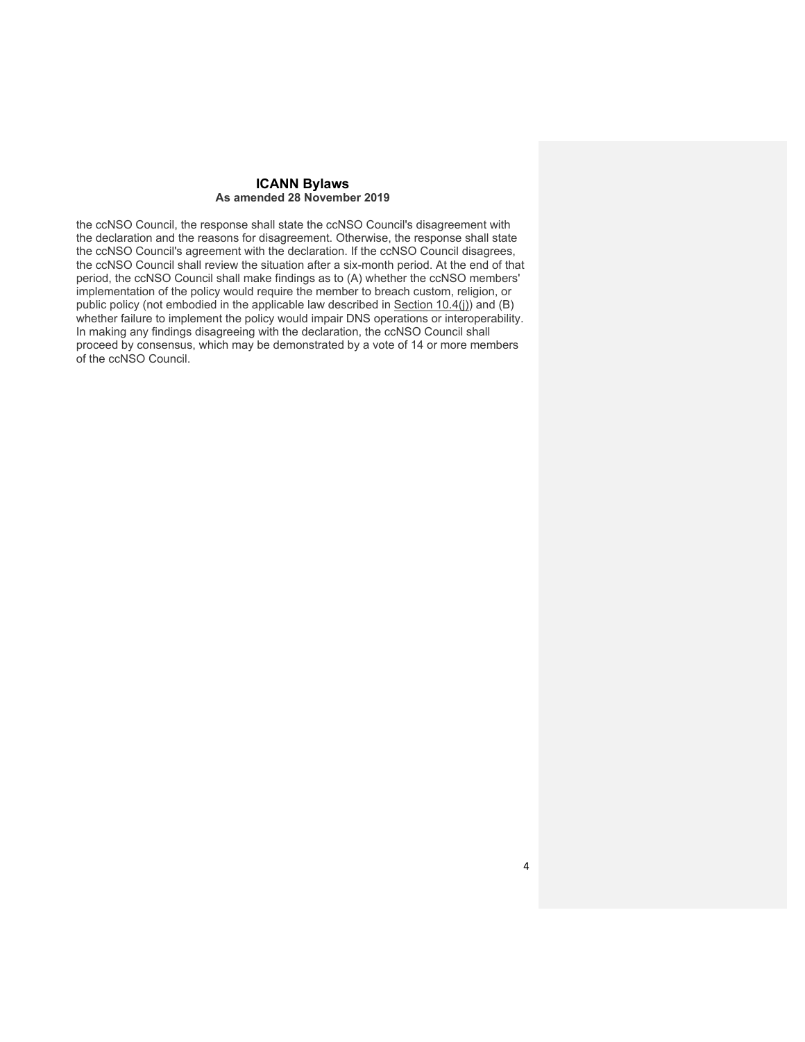the ccNSO Council, the response shall state the ccNSO Council's disagreement with the declaration and the reasons for disagreement. Otherwise, the response shall state the ccNSO Council's agreement with the declaration. If the ccNSO Council disagrees, the ccNSO Council shall review the situation after a six-month period. At the end of that period, the ccNSO Council shall make findings as to (A) whether the ccNSO members' implementation of the policy would require the member to breach custom, religion, or public policy (not embodied in the applicable law described in Section 10.4(j)) and (B) whether failure to implement the policy would impair DNS operations or interoperability. In making any findings disagreeing with the declaration, the ccNSO Council shall proceed by consensus, which may be demonstrated by a vote of 14 or more members of the ccNSO Council.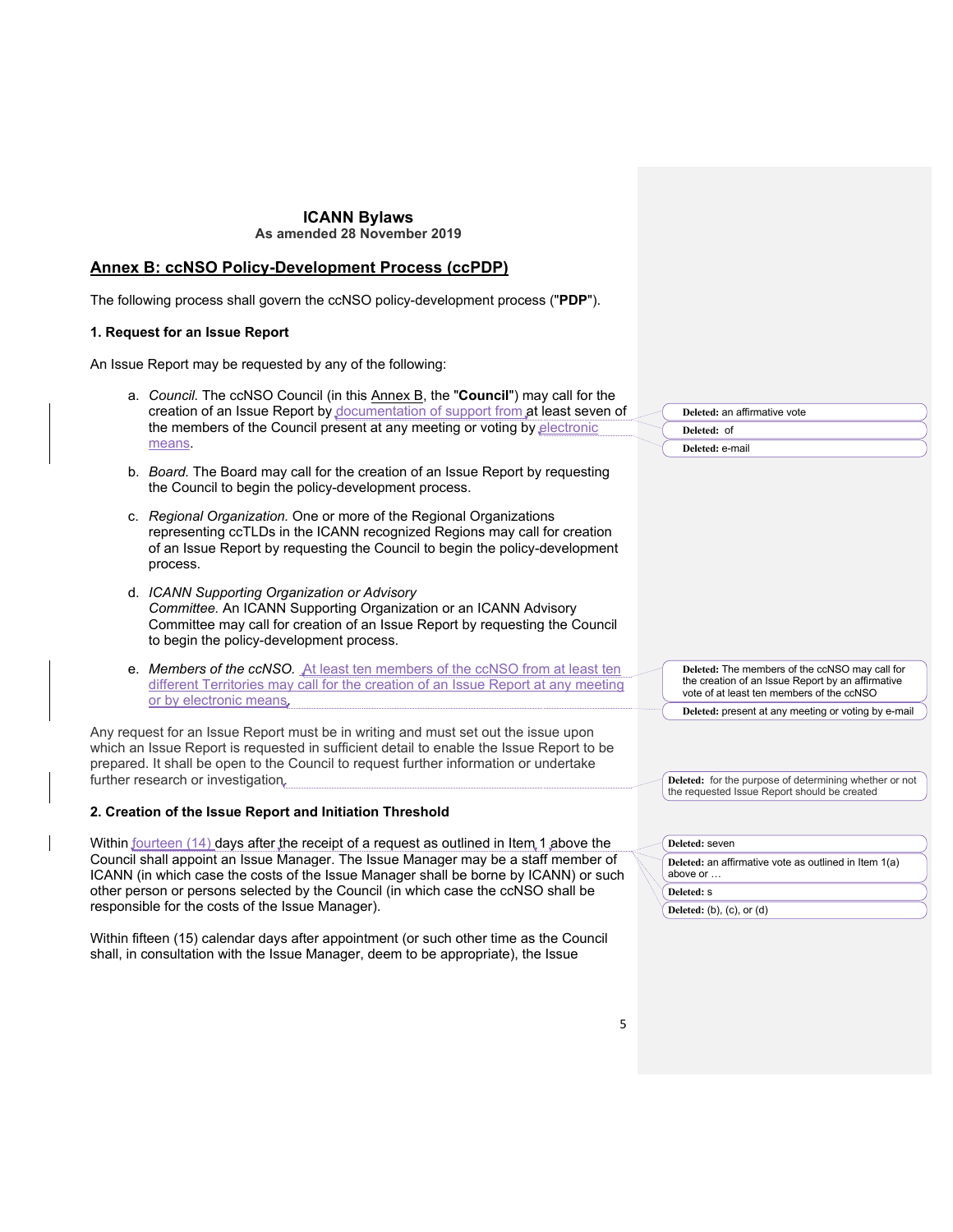# ICANN Bylaws

**As amended 28 November 2019**

## Annex B: ccNSO Policy-Development Process (ccPDP)

The following process shall govern the ccNSO policy-development process ("**PDP**").

### 1. Request for an Issue Report

An Issue Report may be requested by any of the following:

a. *Council.* The ccNSO Council (in this Annex B, the "**Council**") may call for the creation of an Issue Report by documentation of support from at least seven of the members of the Council present at any meeting or voting by electronic means.

b. *Board.* The Board may call for the creation of an Issue Report by requesting the Council to begin the policy-development process.

c. *Regional Organization.* One or more of the Regional Organizations representing ccTLDs in the ICANN recognized Regions may call for creation of an Issue Report by requesting the Council to begin the policy-development process.

d. *ICANN Supporting Organization or Advisory Committee.* An ICANN Supporting Organization or an ICANN Advisory Committee may call for creation of an Issue Report by requesting the Council to begin the policy-development process.

e. *Members of the ccNSO.* At least ten members of the ccNSO from at least ten different Territories may call for the creation of an Issue Report at any meeting or by electronic means.

Any request for an Issue Report must be in writing and must set out the issue upon which an Issue Report is requested in sufficient detail to enable the Issue Report to be prepared. It shall be open to the Council to request further information or undertake further research or investigation.

### 2. Creation of the Issue Report and Initiation Threshold

Within fourteen (14) days after the receipt of a request as outlined in Item 1 above the Council shall appoint an Issue Manager. The Issue Manager may be a staff member of ICANN (in which case the costs of the Issue Manager shall be borne by ICANN) or such other person or persons selected by the Council (in which case the ccNSO shall be responsible for the costs of the Issue Manager).

Within fifteen (15) calendar days after appointment (or such other time as the Council shall, in consultation with the Issue Manager, deem to be appropriate), the Issue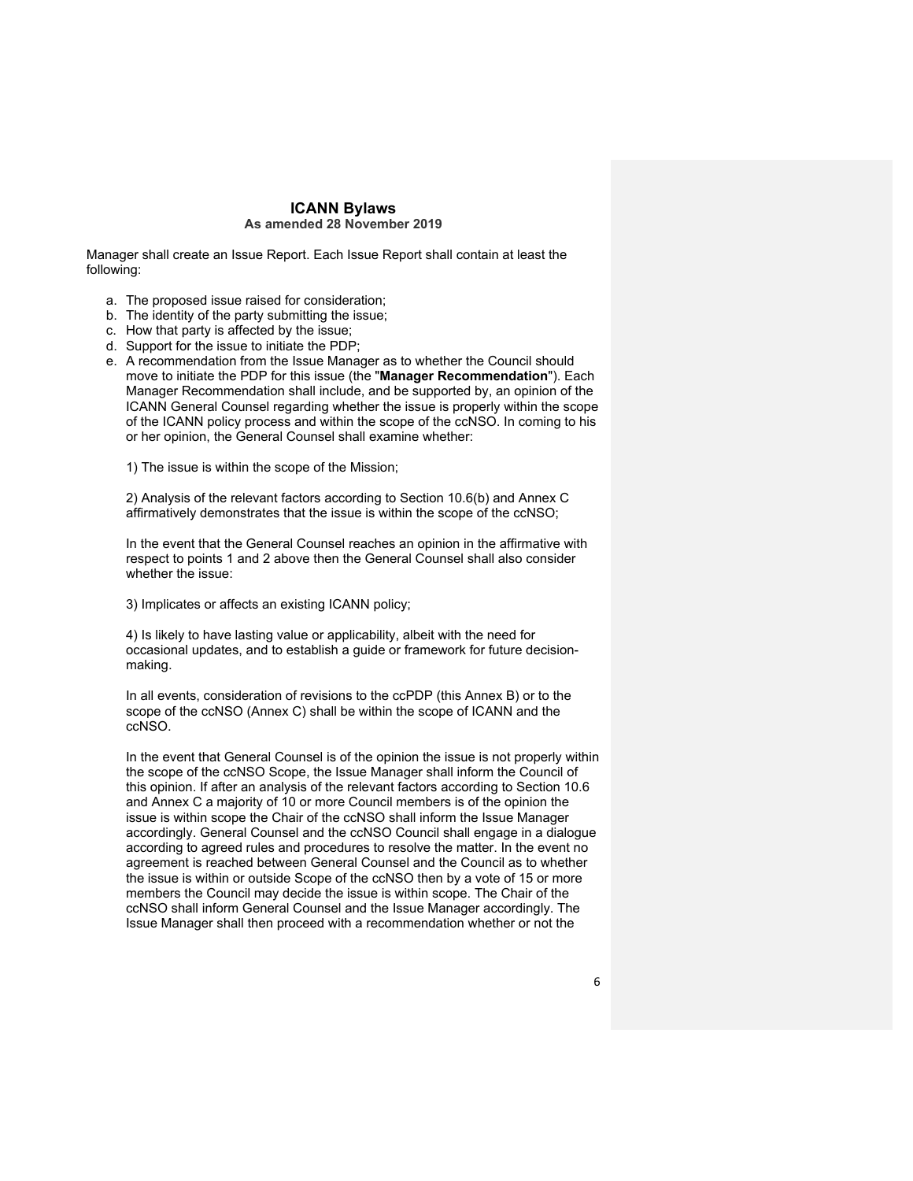Manager shall create an Issue Report. Each Issue Report shall contain at least the following:

a. The proposed issue raised for consideration;
b. The identity of the party submitting the issue;
c. How that party is affected by the issue;
d. Support for the issue to initiate the PDP;
e. A recommendation from the Issue Manager as to whether the Council should move to initiate the PDP for this issue (the "**Manager Recommendation**"). Each Manager Recommendation shall include, and be supported by, an opinion of the ICANN General Counsel regarding whether the issue is properly within the scope of the ICANN policy process and within the scope of the ccNSO. In coming to his or her opinion, the General Counsel shall examine whether:

   1) The issue is within the scope of the Mission;

   2) Analysis of the relevant factors according to Section 10.6(b) and Annex C affirmatively demonstrates that the issue is within the scope of the ccNSO;

   In the event that the General Counsel reaches an opinion in the affirmative with respect to points 1 and 2 above then the General Counsel shall also consider whether the issue:

   3) Implicates or affects an existing ICANN policy;

   4) Is likely to have lasting value or applicability, albeit with the need for occasional updates, and to establish a guide or framework for future decision-making.

   In all events, consideration of revisions to the ccPDP (this Annex B) or to the scope of the ccNSO (Annex C) shall be within the scope of ICANN and the ccNSO.

   In the event that General Counsel is of the opinion the issue is not properly within the scope of the ccNSO Scope, the Issue Manager shall inform the Council of this opinion. If after an analysis of the relevant factors according to Section 10.6 and Annex C a majority of 10 or more Council members is of the opinion the issue is within scope the Chair of the ccNSO shall inform the Issue Manager accordingly. General Counsel and the ccNSO Council shall engage in a dialogue according to agreed rules and procedures to resolve the matter. In the event no agreement is reached between General Counsel and the Council as to whether the issue is within or outside Scope of the ccNSO then by a vote of 15 or more members the Council may decide the issue is within scope. The Chair of the ccNSO shall inform General Counsel and the Issue Manager accordingly. The Issue Manager shall then proceed with a recommendation whether or not the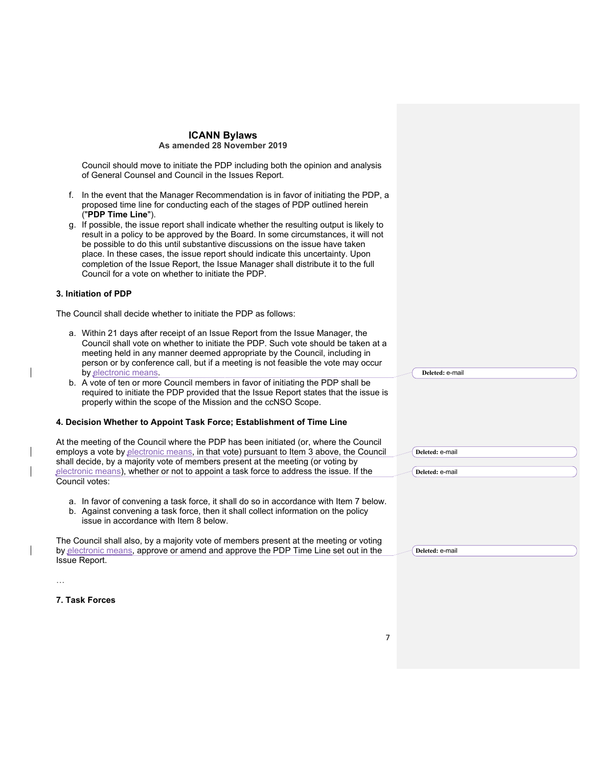Council should move to initiate the PDP including both the opinion and analysis of General Counsel and Council in the Issues Report.

f. In the event that the Manager Recommendation is in favor of initiating the PDP, a proposed time line for conducting each of the stages of PDP outlined herein ("**PDP Time Line**").

g. If possible, the issue report shall indicate whether the resulting output is likely to result in a policy to be approved by the Board. In some circumstances, it will not be possible to do this until substantive discussions on the issue have taken place. In these cases, the issue report should indicate this uncertainty. Upon completion of the Issue Report, the Issue Manager shall distribute it to the full Council for a vote on whether to initiate the PDP.

### 3. Initiation of PDP

The Council shall decide whether to initiate the PDP as follows:

a. Within 21 days after receipt of an Issue Report from the Issue Manager, the Council shall vote on whether to initiate the PDP. Such vote should be taken at a meeting held in any manner deemed appropriate by the Council, including in person or by conference call, but if a meeting is not feasible the vote may occur by electronic means.

b. A vote of ten or more Council members in favor of initiating the PDP shall be required to initiate the PDP provided that the Issue Report states that the issue is properly within the scope of the Mission and the ccNSO Scope.

### 4. Decision Whether to Appoint Task Force; Establishment of Time Line

At the meeting of the Council where the PDP has been initiated (or, where the Council employs a vote by electronic means, in that vote) pursuant to Item 3 above, the Council shall decide, by a majority vote of members present at the meeting (or voting by electronic means), whether or not to appoint a task force to address the issue. If the Council votes:

a. In favor of convening a task force, it shall do so in accordance with Item 7 below.

b. Against convening a task force, then it shall collect information on the policy issue in accordance with Item 8 below.

The Council shall also, by a majority vote of members present at the meeting or voting by electronic means, approve or amend and approve the PDP Time Line set out in the Issue Report.

…

### 7. Task Forces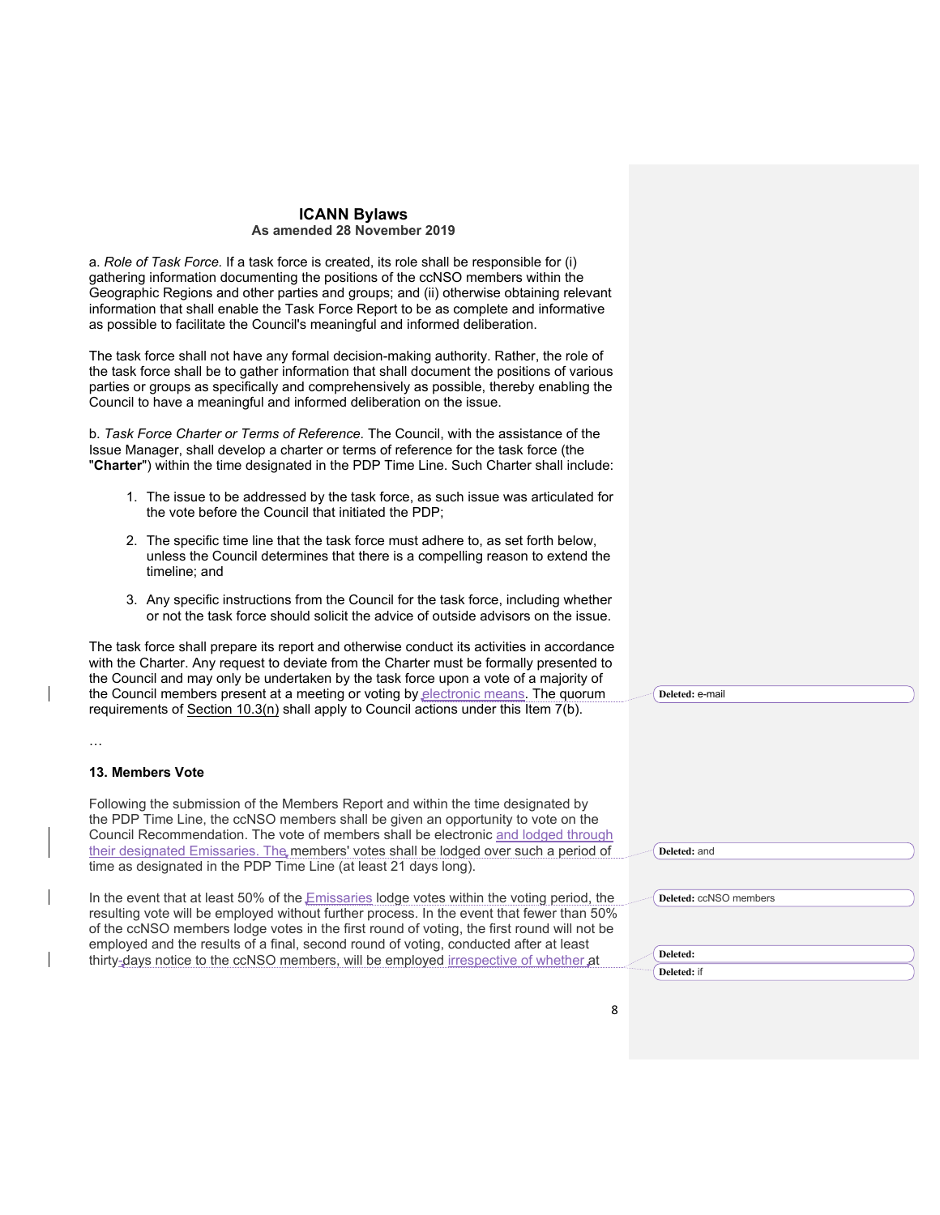a. *Role of Task Force.* If a task force is created, its role shall be responsible for (i) gathering information documenting the positions of the ccNSO members within the Geographic Regions and other parties and groups; and (ii) otherwise obtaining relevant information that shall enable the Task Force Report to be as complete and informative as possible to facilitate the Council's meaningful and informed deliberation.

The task force shall not have any formal decision-making authority. Rather, the role of the task force shall be to gather information that shall document the positions of various parties or groups as specifically and comprehensively as possible, thereby enabling the Council to have a meaningful and informed deliberation on the issue.

b. *Task Force Charter or Terms of Reference.* The Council, with the assistance of the Issue Manager, shall develop a charter or terms of reference for the task force (the "**Charter**") within the time designated in the PDP Time Line. Such Charter shall include:

1. The issue to be addressed by the task force, as such issue was articulated for the vote before the Council that initiated the PDP;
2. The specific time line that the task force must adhere to, as set forth below, unless the Council determines that there is a compelling reason to extend the timeline; and
3. Any specific instructions from the Council for the task force, including whether or not the task force should solicit the advice of outside advisors on the issue.

The task force shall prepare its report and otherwise conduct its activities in accordance with the Charter. Any request to deviate from the Charter must be formally presented to the Council and may only be undertaken by the task force upon a vote of a majority of the Council members present at a meeting or voting by electronic means. The quorum requirements of Section 10.3(n) shall apply to Council actions under this Item 7(b).

Deleted: e-mail

…

**13. Members Vote**

Following the submission of the Members Report and within the time designated by the PDP Time Line, the ccNSO members shall be given an opportunity to vote on the Council Recommendation. The vote of members shall be electronic and lodged through their designated Emissaries. The members' votes shall be lodged over such a period of time as designated in the PDP Time Line (at least 21 days long).

Deleted: and

In the event that at least 50% of the Emissaries lodge votes within the voting period, the resulting vote will be employed without further process. In the event that fewer than 50% of the ccNSO members lodge votes in the first round of voting, the first round will not be employed and the results of a final, second round of voting, conducted after at least thirty-days notice to the ccNSO members, will be employed irrespective of whether at

Deleted: ccNSO members

Deleted:

Deleted: if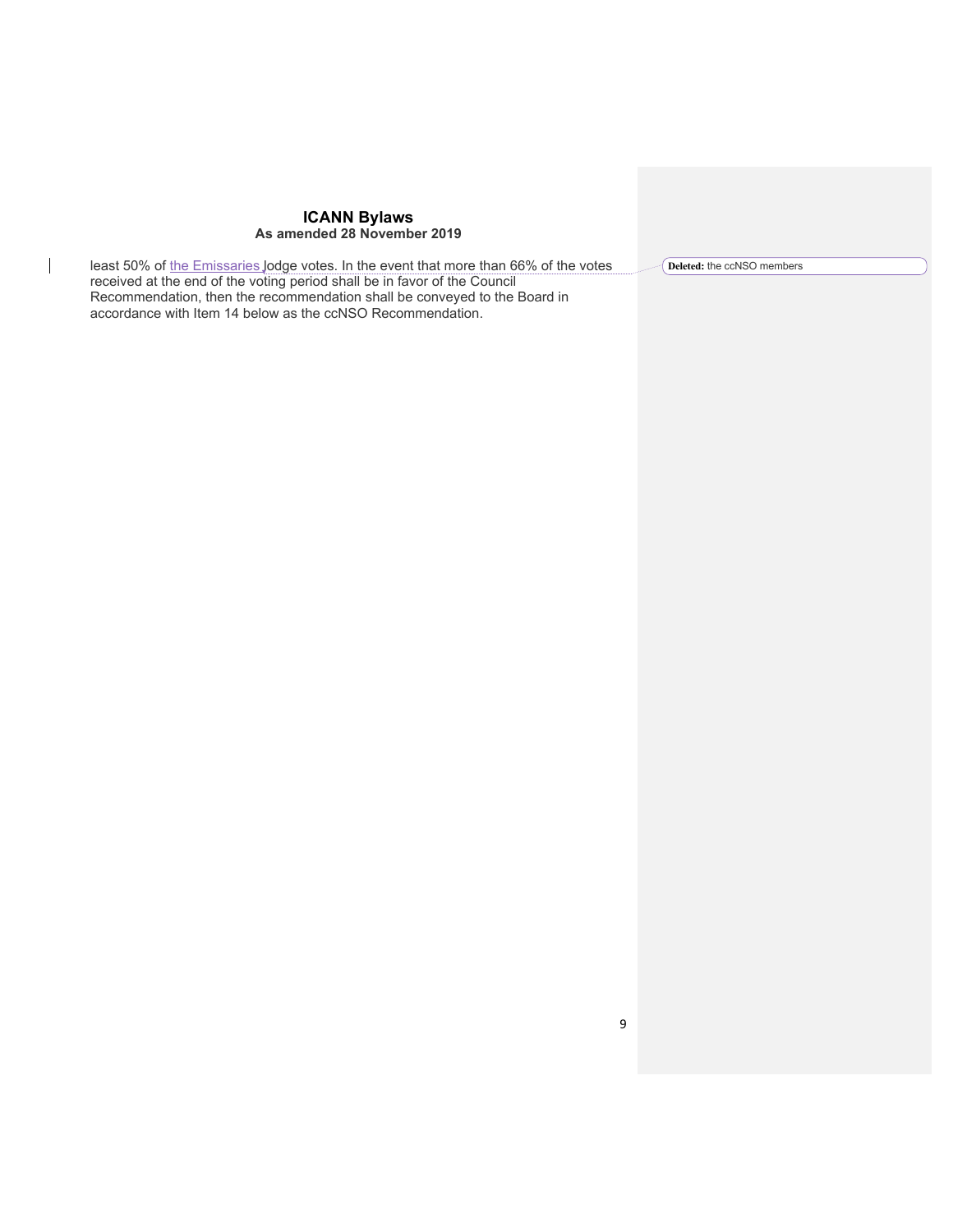least 50% of the Emissaries lodge votes. In the event that more than 66% of the votes received at the end of the voting period shall be in favor of the Council Recommendation, then the recommendation shall be conveyed to the Board in accordance with Item 14 below as the ccNSO Recommendation.

Deleted: the ccNSO members